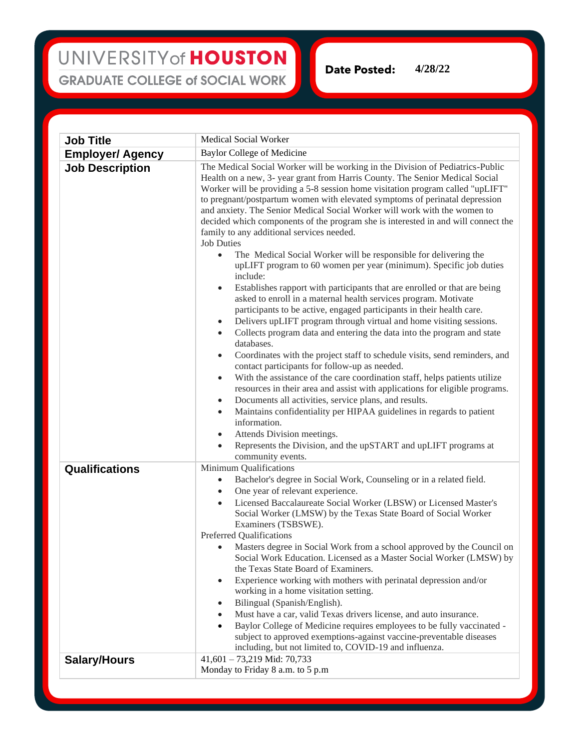UNIVERSITY of HOUSTON

GRADUATE COLLEGE of SOCIAL WORK

**Date Posted:** 4/28/22

| | |
|---|---|
| **Job Title** | Medical Social Worker |
| **Employer/ Agency** | Baylor College of Medicine |
| **Job Description** | The Medical Social Worker will be working in the Division of Pediatrics-Public Health on a new, 3- year grant from Harris County. The Senior Medical Social Worker will be providing a 5-8 session home visitation program called "upLIFT" to pregnant/postpartum women with elevated symptoms of perinatal depression and anxiety. The Senior Medical Social Worker will work with the women to decided which components of the program she is interested in and will connect the family to any additional services needed.<br>Job Duties<br>• The Medical Social Worker will be responsible for delivering the upLIFT program to 60 women per year (minimum). Specific job duties include:<br>• Establishes rapport with participants that are enrolled or that are being asked to enroll in a maternal health services program. Motivate participants to be active, engaged participants in their health care.<br>• Delivers upLIFT program through virtual and home visiting sessions.<br>• Collects program data and entering the data into the program and state databases.<br>• Coordinates with the project staff to schedule visits, send reminders, and contact participants for follow-up as needed.<br>• With the assistance of the care coordination staff, helps patients utilize resources in their area and assist with applications for eligible programs.<br>• Documents all activities, service plans, and results.<br>• Maintains confidentiality per HIPAA guidelines in regards to patient information.<br>• Attends Division meetings.<br>• Represents the Division, and the upSTART and upLIFT programs at community events. |
| **Qualifications** | Minimum Qualifications<br>• Bachelor's degree in Social Work, Counseling or in a related field.<br>• One year of relevant experience.<br>• Licensed Baccalaureate Social Worker (LBSW) or Licensed Master's Social Worker (LMSW) by the Texas State Board of Social Worker Examiners (TSBSWE).<br>Preferred Qualifications<br>• Masters degree in Social Work from a school approved by the Council on Social Work Education. Licensed as a Master Social Worker (LMSW) by the Texas State Board of Examiners.<br>• Experience working with mothers with perinatal depression and/or working in a home visitation setting.<br>• Bilingual (Spanish/English).<br>• Must have a car, valid Texas drivers license, and auto insurance.<br>• Baylor College of Medicine requires employees to be fully vaccinated - subject to approved exemptions-against vaccine-preventable diseases including, but not limited to, COVID-19 and influenza. |
| **Salary/Hours** | 41,601 – 73,219 Mid: 70,733<br>Monday to Friday 8 a.m. to 5 p.m |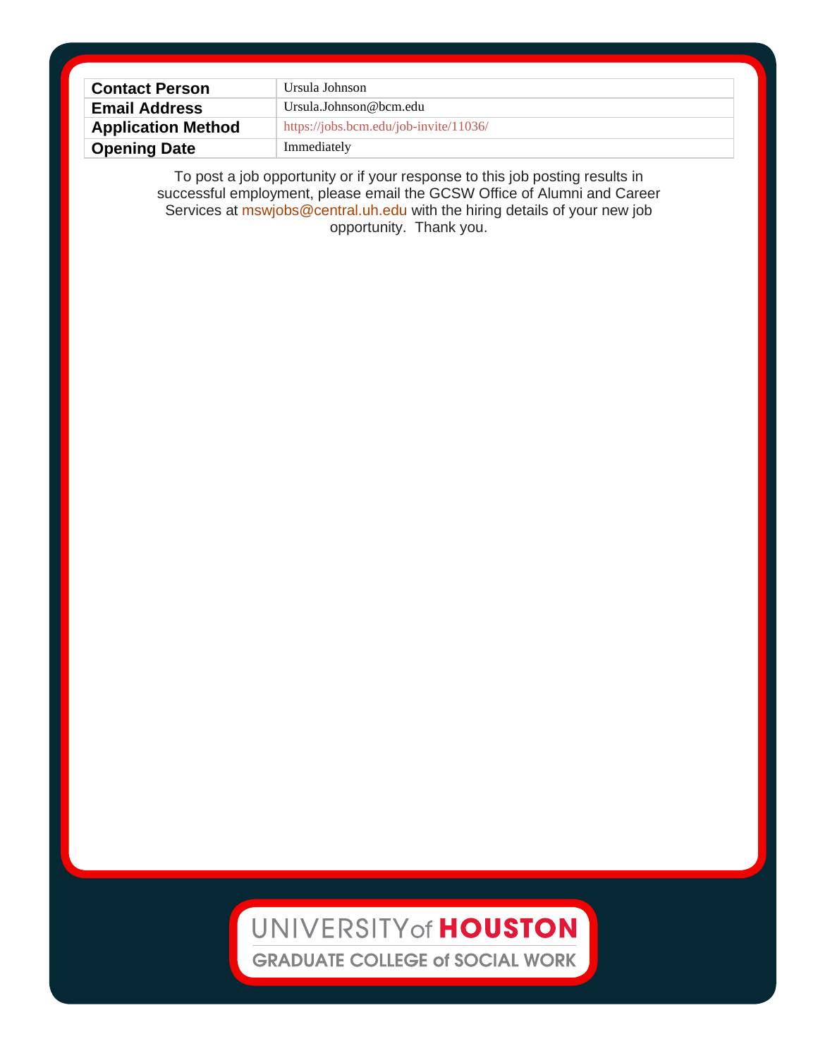| | |
|---|---|
| **Contact Person** | Ursula Johnson |
| **Email Address** | Ursula.Johnson@bcm.edu |
| **Application Method** | https://jobs.bcm.edu/job-invite/11036/ |
| **Opening Date** | Immediately |

To post a job opportunity or if your response to this job posting results in successful employment, please email the GCSW Office of Alumni and Career Services at mswjobs@central.uh.edu with the hiring details of your new job opportunity. Thank you.

UNIVERSITY of HOUSTON
GRADUATE COLLEGE of SOCIAL WORK